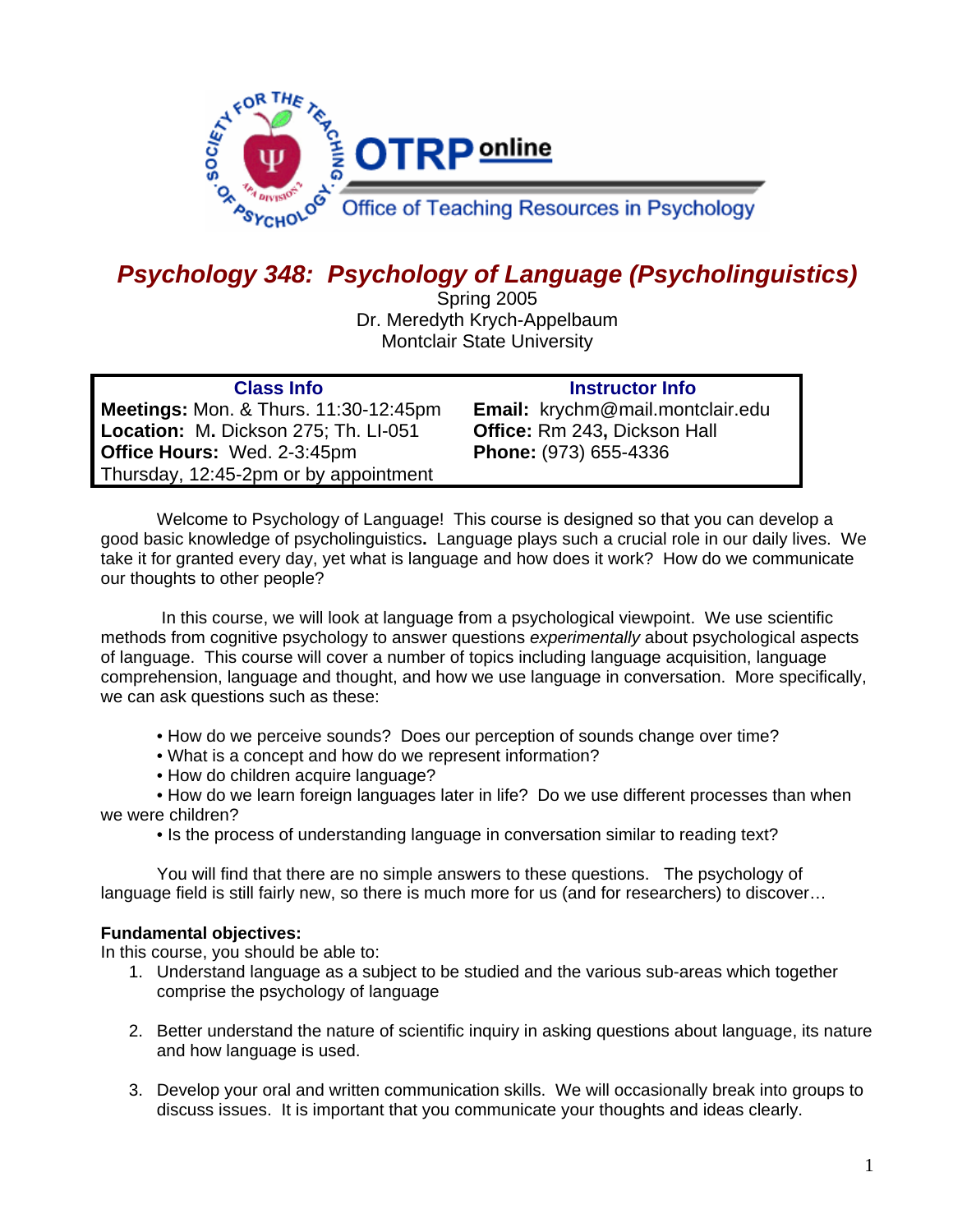# Psychology 348: Psychology of Language (Psycholinguistics)

Spring 2005
Dr. Meredyth Krych-Appelbaum
Montclair State University

| Class Info | Instructor Info |
|---|---|
| **Meetings:** Mon. & Thurs. 11:30-12:45pm | **Email:** krychm@mail.montclair.edu |
| **Location:** M. Dickson 275; Th. LI-051 | **Office:** Rm 243, Dickson Hall |
| **Office Hours:** Wed. 2-3:45pm | **Phone:** (973) 655-4336 |
| Thursday, 12:45-2pm or by appointment | |

Welcome to Psychology of Language! This course is designed so that you can develop a good basic knowledge of psycholinguistics. Language plays such a crucial role in our daily lives. We take it for granted every day, yet what is language and how does it work? How do we communicate our thoughts to other people?

In this course, we will look at language from a psychological viewpoint. We use scientific methods from cognitive psychology to answer questions *experimentally* about psychological aspects of language. This course will cover a number of topics including language acquisition, language comprehension, language and thought, and how we use language in conversation. More specifically, we can ask questions such as these:

- How do we perceive sounds? Does our perception of sounds change over time?
- What is a concept and how do we represent information?
- How do children acquire language?
- How do we learn foreign languages later in life? Do we use different processes than when we were children?
- Is the process of understanding language in conversation similar to reading text?

You will find that there are no simple answers to these questions. The psychology of language field is still fairly new, so there is much more for us (and for researchers) to discover…

**Fundamental objectives:**
In this course, you should be able to:

1. Understand language as a subject to be studied and the various sub-areas which together comprise the psychology of language

2. Better understand the nature of scientific inquiry in asking questions about language, its nature and how language is used.

3. Develop your oral and written communication skills. We will occasionally break into groups to discuss issues. It is important that you communicate your thoughts and ideas clearly.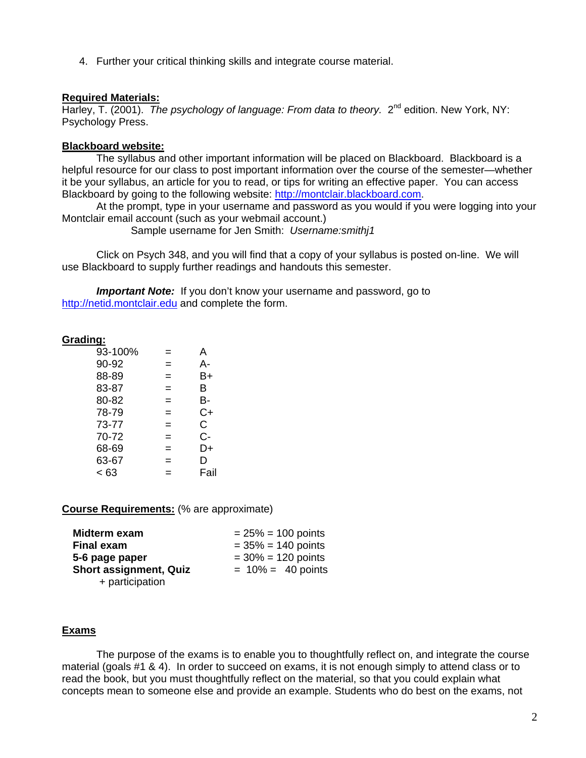4. Further your critical thinking skills and integrate course material.

**Required Materials:**

Harley, T. (2001). *The psychology of language: From data to theory.* 2nd edition. New York, NY: Psychology Press.

**Blackboard website:**

The syllabus and other important information will be placed on Blackboard. Blackboard is a helpful resource for our class to post important information over the course of the semester—whether it be your syllabus, an article for you to read, or tips for writing an effective paper. You can access Blackboard by going to the following website: http://montclair.blackboard.com.

At the prompt, type in your username and password as you would if you were logging into your Montclair email account (such as your webmail account.)

Sample username for Jen Smith: *Username:smithj1*

Click on Psych 348, and you will find that a copy of your syllabus is posted on-line. We will use Blackboard to supply further readings and handouts this semester.

***Important Note:*** If you don't know your username and password, go to http://netid.montclair.edu and complete the form.

**Grading:**

| | | |
|---|---|---|
| 93-100% | = | A |
| 90-92 | = | A- |
| 88-89 | = | B+ |
| 83-87 | = | B |
| 80-82 | = | B- |
| 78-79 | = | C+ |
| 73-77 | = | C |
| 70-72 | = | C- |
| 68-69 | = | D+ |
| 63-67 | = | D |
| < 63 | = | Fail |

**Course Requirements:** (% are approximate)

| | |
|---|---|
| **Midterm exam** | = 25% = 100 points |
| **Final exam** | = 35% = 140 points |
| **5-6 page paper** | = 30% = 120 points |
| **Short assignment, Quiz** + participation | = 10% = 40 points |

**Exams**

The purpose of the exams is to enable you to thoughtfully reflect on, and integrate the course material (goals #1 & 4). In order to succeed on exams, it is not enough simply to attend class or to read the book, but you must thoughtfully reflect on the material, so that you could explain what concepts mean to someone else and provide an example. Students who do best on the exams, not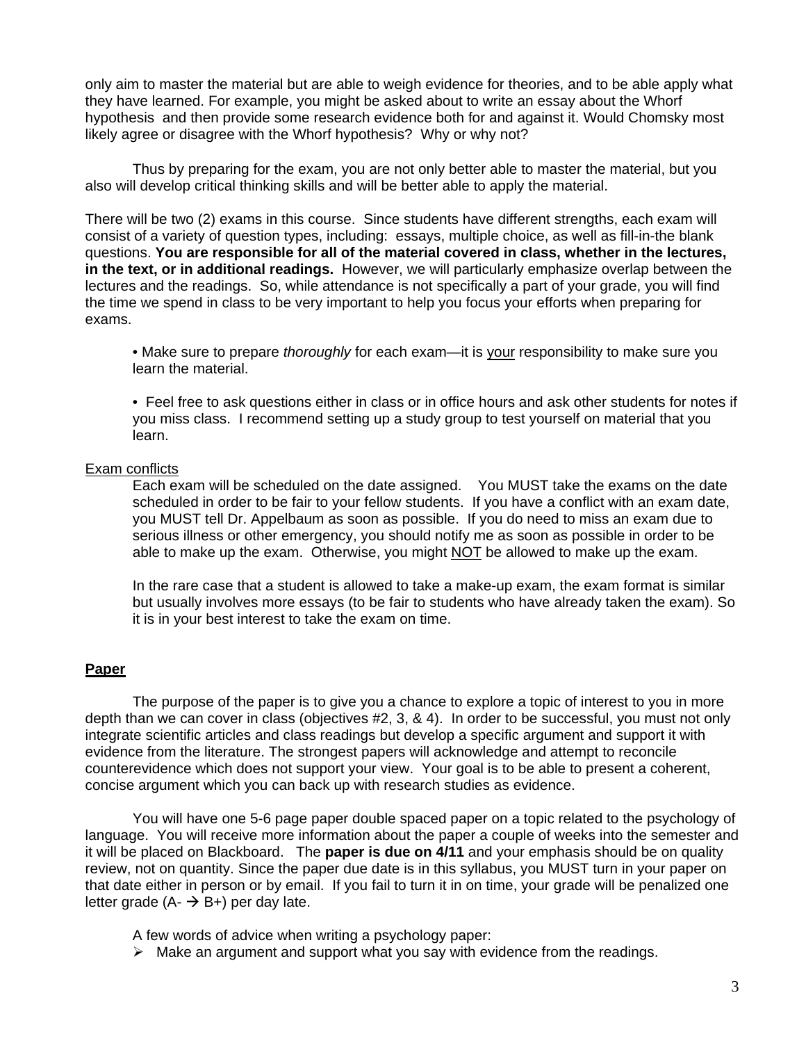only aim to master the material but are able to weigh evidence for theories, and to be able apply what they have learned. For example, you might be asked about to write an essay about the Whorf hypothesis and then provide some research evidence both for and against it. Would Chomsky most likely agree or disagree with the Whorf hypothesis? Why or why not?

Thus by preparing for the exam, you are not only better able to master the material, but you also will develop critical thinking skills and will be better able to apply the material.

There will be two (2) exams in this course. Since students have different strengths, each exam will consist of a variety of question types, including: essays, multiple choice, as well as fill-in-the blank questions. **You are responsible for all of the material covered in class, whether in the lectures, in the text, or in additional readings.** However, we will particularly emphasize overlap between the lectures and the readings. So, while attendance is not specifically a part of your grade, you will find the time we spend in class to be very important to help you focus your efforts when preparing for exams.

- Make sure to prepare *thoroughly* for each exam—it is <u>your</u> responsibility to make sure you learn the material.

- Feel free to ask questions either in class or in office hours and ask other students for notes if you miss class. I recommend setting up a study group to test yourself on material that you learn.

<u>Exam conflicts</u>

Each exam will be scheduled on the date assigned. You MUST take the exams on the date scheduled in order to be fair to your fellow students. If you have a conflict with an exam date, you MUST tell Dr. Appelbaum as soon as possible. If you do need to miss an exam due to serious illness or other emergency, you should notify me as soon as possible in order to be able to make up the exam. Otherwise, you might <u>NOT</u> be allowed to make up the exam.

In the rare case that a student is allowed to take a make-up exam, the exam format is similar but usually involves more essays (to be fair to students who have already taken the exam). So it is in your best interest to take the exam on time.

## <u>Paper</u>

The purpose of the paper is to give you a chance to explore a topic of interest to you in more depth than we can cover in class (objectives #2, 3, & 4). In order to be successful, you must not only integrate scientific articles and class readings but develop a specific argument and support it with evidence from the literature. The strongest papers will acknowledge and attempt to reconcile counterevidence which does not support your view. Your goal is to be able to present a coherent, concise argument which you can back up with research studies as evidence.

You will have one 5-6 page paper double spaced paper on a topic related to the psychology of language. You will receive more information about the paper a couple of weeks into the semester and it will be placed on Blackboard. The **paper is due on 4/11** and your emphasis should be on quality review, not on quantity. Since the paper due date is in this syllabus, you MUST turn in your paper on that date either in person or by email. If you fail to turn it in on time, your grade will be penalized one letter grade (A- → B+) per day late.

A few words of advice when writing a psychology paper:

- Make an argument and support what you say with evidence from the readings.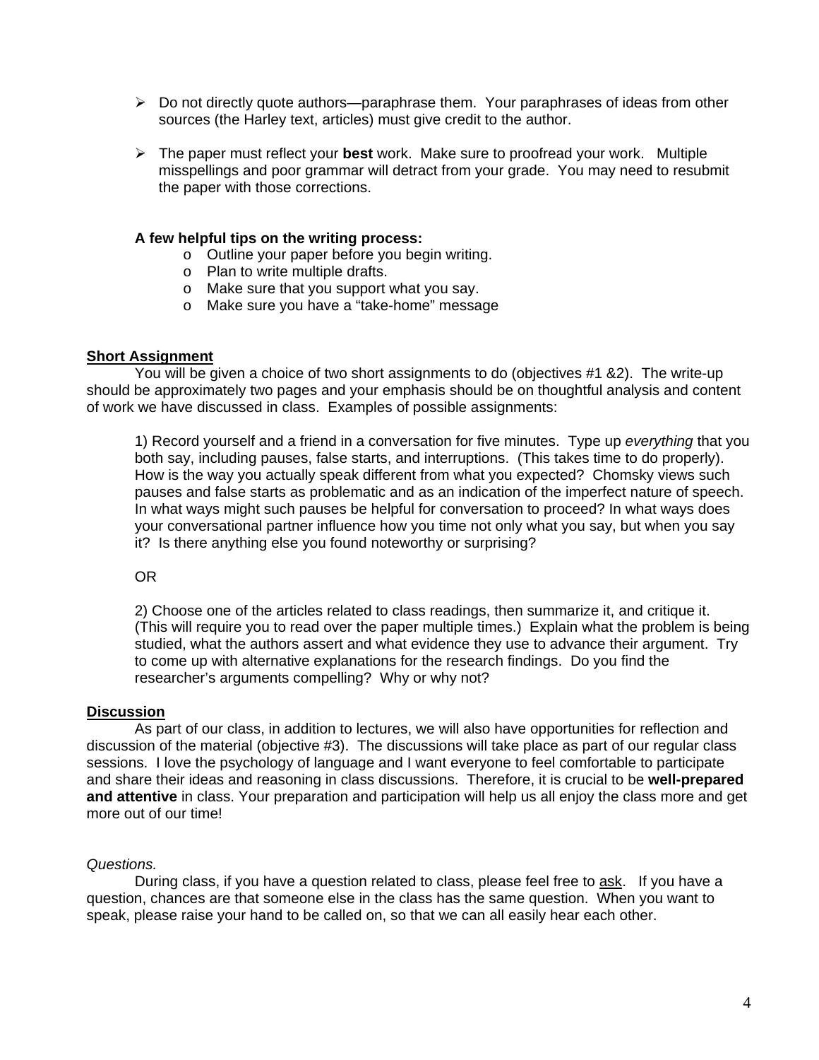- Do not directly quote authors—paraphrase them. Your paraphrases of ideas from other sources (the Harley text, articles) must give credit to the author.

- The paper must reflect your **best** work. Make sure to proofread your work. Multiple misspellings and poor grammar will detract from your grade. You may need to resubmit the paper with those corrections.

**A few helpful tips on the writing process:**

- Outline your paper before you begin writing.
- Plan to write multiple drafts.
- Make sure that you support what you say.
- Make sure you have a "take-home" message

## <u>Short Assignment</u>

You will be given a choice of two short assignments to do (objectives #1 &2). The write-up should be approximately two pages and your emphasis should be on thoughtful analysis and content of work we have discussed in class. Examples of possible assignments:

1) Record yourself and a friend in a conversation for five minutes. Type up *everything* that you both say, including pauses, false starts, and interruptions. (This takes time to do properly). How is the way you actually speak different from what you expected? Chomsky views such pauses and false starts as problematic and as an indication of the imperfect nature of speech. In what ways might such pauses be helpful for conversation to proceed? In what ways does your conversational partner influence how you time not only what you say, but when you say it? Is there anything else you found noteworthy or surprising?

OR

2) Choose one of the articles related to class readings, then summarize it, and critique it. (This will require you to read over the paper multiple times.) Explain what the problem is being studied, what the authors assert and what evidence they use to advance their argument. Try to come up with alternative explanations for the research findings. Do you find the researcher's arguments compelling? Why or why not?

## <u>Discussion</u>

As part of our class, in addition to lectures, we will also have opportunities for reflection and discussion of the material (objective #3). The discussions will take place as part of our regular class sessions. I love the psychology of language and I want everyone to feel comfortable to participate and share their ideas and reasoning in class discussions. Therefore, it is crucial to be **well-prepared and attentive** in class. Your preparation and participation will help us all enjoy the class more and get more out of our time!

*Questions.*

During class, if you have a question related to class, please feel free to <u>ask</u>. If you have a question, chances are that someone else in the class has the same question. When you want to speak, please raise your hand to be called on, so that we can all easily hear each other.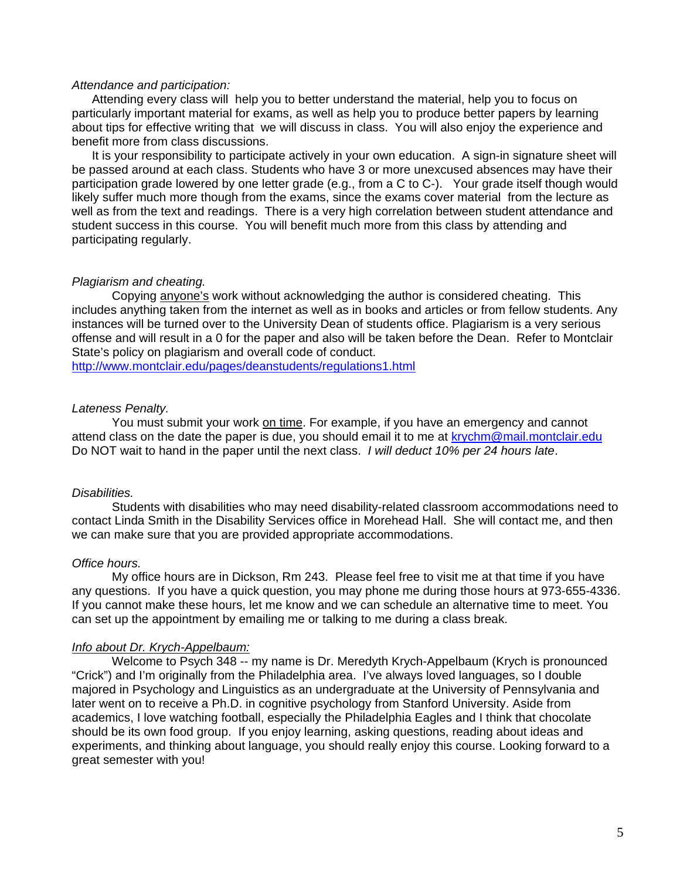*Attendance and participation:*

Attending every class will help you to better understand the material, help you to focus on particularly important material for exams, as well as help you to produce better papers by learning about tips for effective writing that we will discuss in class. You will also enjoy the experience and benefit more from class discussions.

It is your responsibility to participate actively in your own education. A sign-in signature sheet will be passed around at each class. Students who have 3 or more unexcused absences may have their participation grade lowered by one letter grade (e.g., from a C to C-). Your grade itself though would likely suffer much more though from the exams, since the exams cover material from the lecture as well as from the text and readings. There is a very high correlation between student attendance and student success in this course. You will benefit much more from this class by attending and participating regularly.

*Plagiarism and cheating.*

Copying <u>anyone's</u> work without acknowledging the author is considered cheating. This includes anything taken from the internet as well as in books and articles or from fellow students. Any instances will be turned over to the University Dean of students office. Plagiarism is a very serious offense and will result in a 0 for the paper and also will be taken before the Dean. Refer to Montclair State's policy on plagiarism and overall code of conduct.
http://www.montclair.edu/pages/deanstudents/regulations1.html

*Lateness Penalty.*

You must submit your work <u>on time</u>. For example, if you have an emergency and cannot attend class on the date the paper is due, you should email it to me at krychm@mail.montclair.edu Do NOT wait to hand in the paper until the next class. *I will deduct 10% per 24 hours late*.

*Disabilities.*

Students with disabilities who may need disability-related classroom accommodations need to contact Linda Smith in the Disability Services office in Morehead Hall. She will contact me, and then we can make sure that you are provided appropriate accommodations.

*Office hours.*

My office hours are in Dickson, Rm 243. Please feel free to visit me at that time if you have any questions. If you have a quick question, you may phone me during those hours at 973-655-4336. If you cannot make these hours, let me know and we can schedule an alternative time to meet. You can set up the appointment by emailing me or talking to me during a class break.

*<u>Info about Dr. Krych-Appelbaum:</u>*

Welcome to Psych 348 -- my name is Dr. Meredyth Krych-Appelbaum (Krych is pronounced "Crick") and I'm originally from the Philadelphia area. I've always loved languages, so I double majored in Psychology and Linguistics as an undergraduate at the University of Pennsylvania and later went on to receive a Ph.D. in cognitive psychology from Stanford University. Aside from academics, I love watching football, especially the Philadelphia Eagles and I think that chocolate should be its own food group. If you enjoy learning, asking questions, reading about ideas and experiments, and thinking about language, you should really enjoy this course. Looking forward to a great semester with you!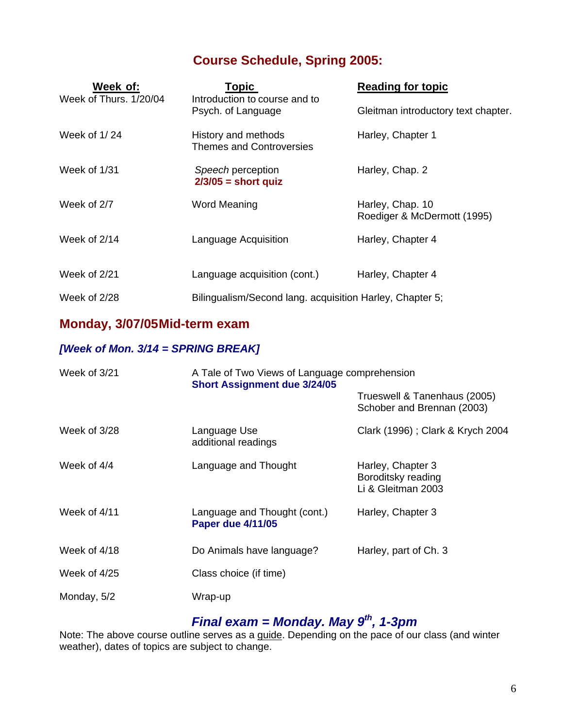## Course Schedule, Spring 2005:

| Week of: | Topic | Reading for topic |
|---|---|---|
| Week of Thurs. 1/20/04 | Introduction to course and to Psych. of Language | Gleitman introductory text chapter. |
| Week of 1/ 24 | History and methods<br>Themes and Controversies | Harley, Chapter 1 |
| Week of 1/31 | *Speech* perception<br>**2/3/05 = short quiz** | Harley, Chap. 2 |
| Week of 2/7 | Word Meaning | Harley, Chap. 10<br>Roediger & McDermott (1995) |
| Week of 2/14 | Language Acquisition | Harley, Chapter 4 |
| Week of 2/21 | Language acquisition (cont.) | Harley, Chapter 4 |
| Week of 2/28 | Bilingualism/Second lang. acquisition | Harley, Chapter 5; |

### Monday, 3/07/05Mid-term exam

***[Week of Mon. 3/14 = SPRING BREAK]***

| Week of | Topic | Reading for topic |
|---|---|---|
| Week of 3/21 | A Tale of Two Views of Language comprehension<br>**Short Assignment due 3/24/05** | Trueswell & Tanenhaus (2005)<br>Schober and Brennan (2003) |
| Week of 3/28 | Language Use<br>additional readings | Clark (1996) ; Clark & Krych 2004 |
| Week of 4/4 | Language and Thought | Harley, Chapter 3<br>Boroditsky reading<br>Li & Gleitman 2003 |
| Week of 4/11 | Language and Thought (cont.)<br>**Paper due 4/11/05** | Harley, Chapter 3 |
| Week of 4/18 | Do Animals have language? | Harley, part of Ch. 3 |
| Week of 4/25 | Class choice (if time) | |
| Monday, 5/2 | Wrap-up | |

### *Final exam = Monday. May 9th, 1-3pm*

Note: The above course outline serves as a guide. Depending on the pace of our class (and winter weather), dates of topics are subject to change.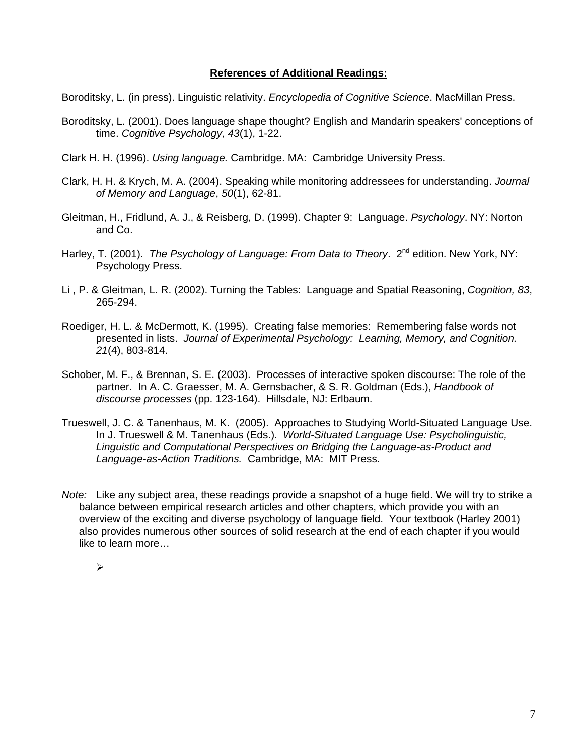**References of Additional Readings:**

Boroditsky, L. (in press). Linguistic relativity. *Encyclopedia of Cognitive Science*. MacMillan Press.

Boroditsky, L. (2001). Does language shape thought? English and Mandarin speakers' conceptions of time. *Cognitive Psychology*, *43*(1), 1-22.

Clark H. H. (1996). *Using language.* Cambridge. MA: Cambridge University Press.

Clark, H. H. & Krych, M. A. (2004). Speaking while monitoring addressees for understanding. *Journal of Memory and Language*, *50*(1), 62-81.

Gleitman, H., Fridlund, A. J., & Reisberg, D. (1999). Chapter 9: Language. *Psychology*. NY: Norton and Co.

Harley, T. (2001). *The Psychology of Language: From Data to Theory*. 2nd edition. New York, NY: Psychology Press.

Li , P. & Gleitman, L. R. (2002). Turning the Tables: Language and Spatial Reasoning, *Cognition, 83*, 265-294.

Roediger, H. L. & McDermott, K. (1995). Creating false memories: Remembering false words not presented in lists. *Journal of Experimental Psychology: Learning, Memory, and Cognition. 21*(4), 803-814.

Schober, M. F., & Brennan, S. E. (2003). Processes of interactive spoken discourse: The role of the partner. In A. C. Graesser, M. A. Gernsbacher, & S. R. Goldman (Eds.), *Handbook of discourse processes* (pp. 123-164). Hillsdale, NJ: Erlbaum.

Trueswell, J. C. & Tanenhaus, M. K. (2005). Approaches to Studying World-Situated Language Use. In J. Trueswell & M. Tanenhaus (Eds.). *World-Situated Language Use: Psycholinguistic, Linguistic and Computational Perspectives on Bridging the Language-as-Product and Language-as-Action Traditions.* Cambridge, MA: MIT Press.

*Note:* Like any subject area, these readings provide a snapshot of a huge field. We will try to strike a balance between empirical research articles and other chapters, which provide you with an overview of the exciting and diverse psychology of language field. Your textbook (Harley 2001) also provides numerous other sources of solid research at the end of each chapter if you would like to learn more…

➢